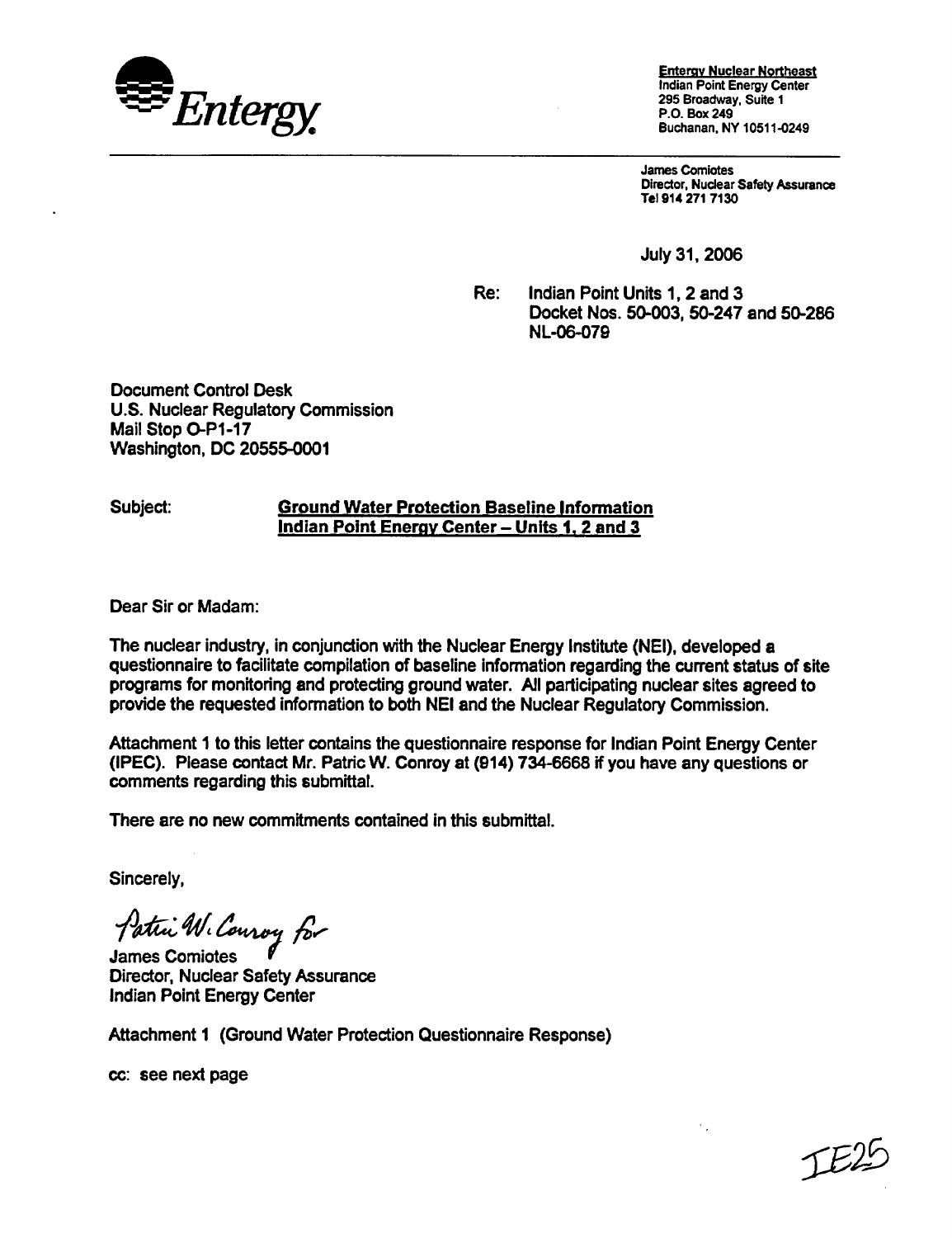Entergy

**Entergy Nuclear Northeast**
Indian Point Energy Center
295 Broadway, Suite 1
P.O. Box 249
Buchanan, NY 10511-0249

James Comiotes
Director, Nuclear Safety Assurance
Tel 914 271 7130

July 31, 2006

Re: Indian Point Units 1, 2 and 3
Docket Nos. 50-003, 50-247 and 50-286
NL-06-079

Document Control Desk
U.S. Nuclear Regulatory Commission
Mail Stop O-P1-17
Washington, DC 20555-0001

Subject: **Ground Water Protection Baseline Information Indian Point Energy Center – Units 1, 2 and 3**

Dear Sir or Madam:

The nuclear industry, in conjunction with the Nuclear Energy Institute (NEI), developed a questionnaire to facilitate compilation of baseline information regarding the current status of site programs for monitoring and protecting ground water. All participating nuclear sites agreed to provide the requested information to both NEI and the Nuclear Regulatory Commission.

Attachment 1 to this letter contains the questionnaire response for Indian Point Energy Center (IPEC). Please contact Mr. Patric W. Conroy at (914) 734-6668 if you have any questions or comments regarding this submittal.

There are no new commitments contained in this submittal.

Sincerely,

Patric W. Conroy for

James Comiotes
Director, Nuclear Safety Assurance
Indian Point Energy Center

Attachment 1 (Ground Water Protection Questionnaire Response)

cc: see next page

IE25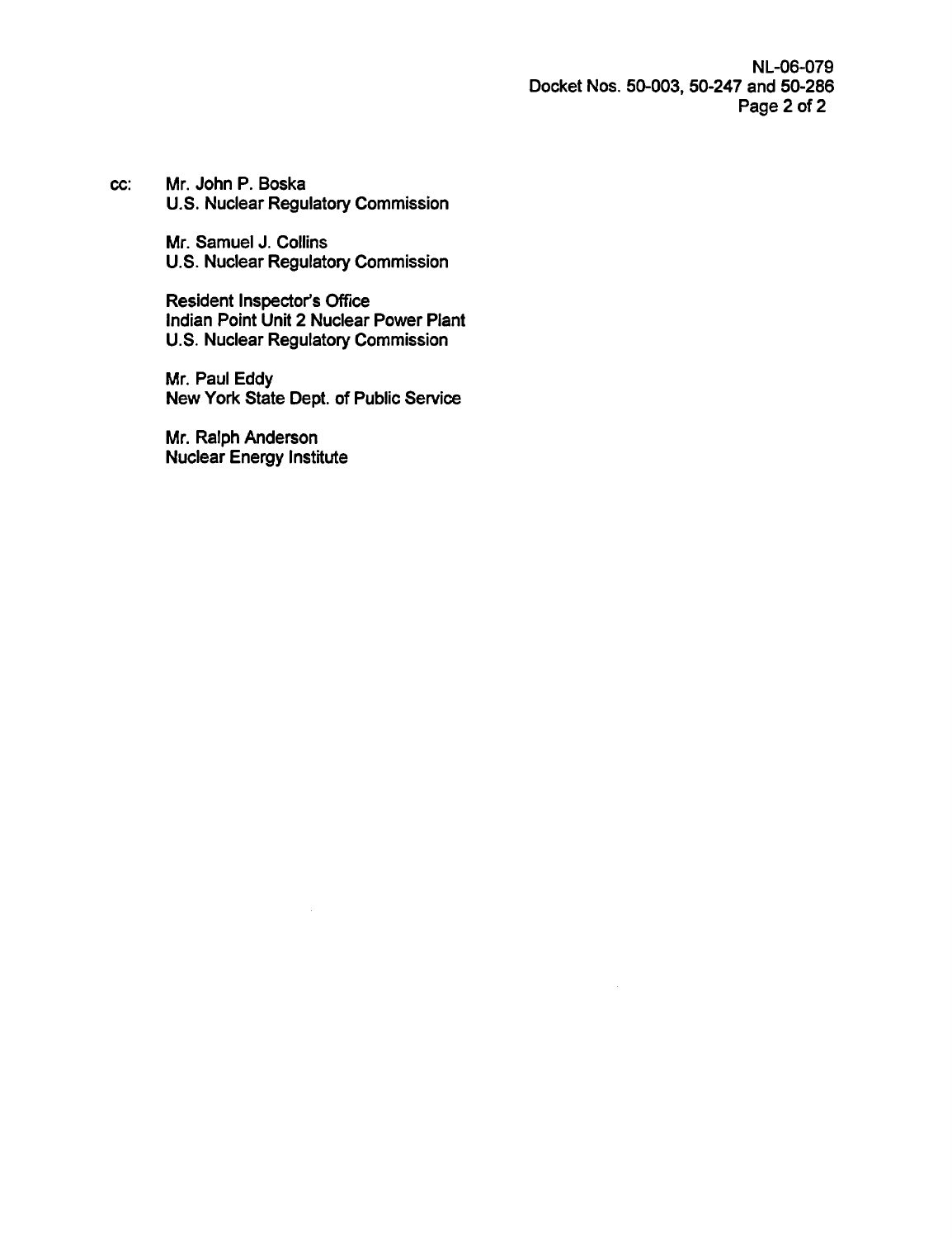NL-06-079
Docket Nos. 50-003, 50-247 and 50-286

cc: Mr. John P. Boska
U.S. Nuclear Regulatory Commission

Mr. Samuel J. Collins
U.S. Nuclear Regulatory Commission

Resident Inspector's Office
Indian Point Unit 2 Nuclear Power Plant
U.S. Nuclear Regulatory Commission

Mr. Paul Eddy
New York State Dept. of Public Service

Mr. Ralph Anderson
Nuclear Energy Institute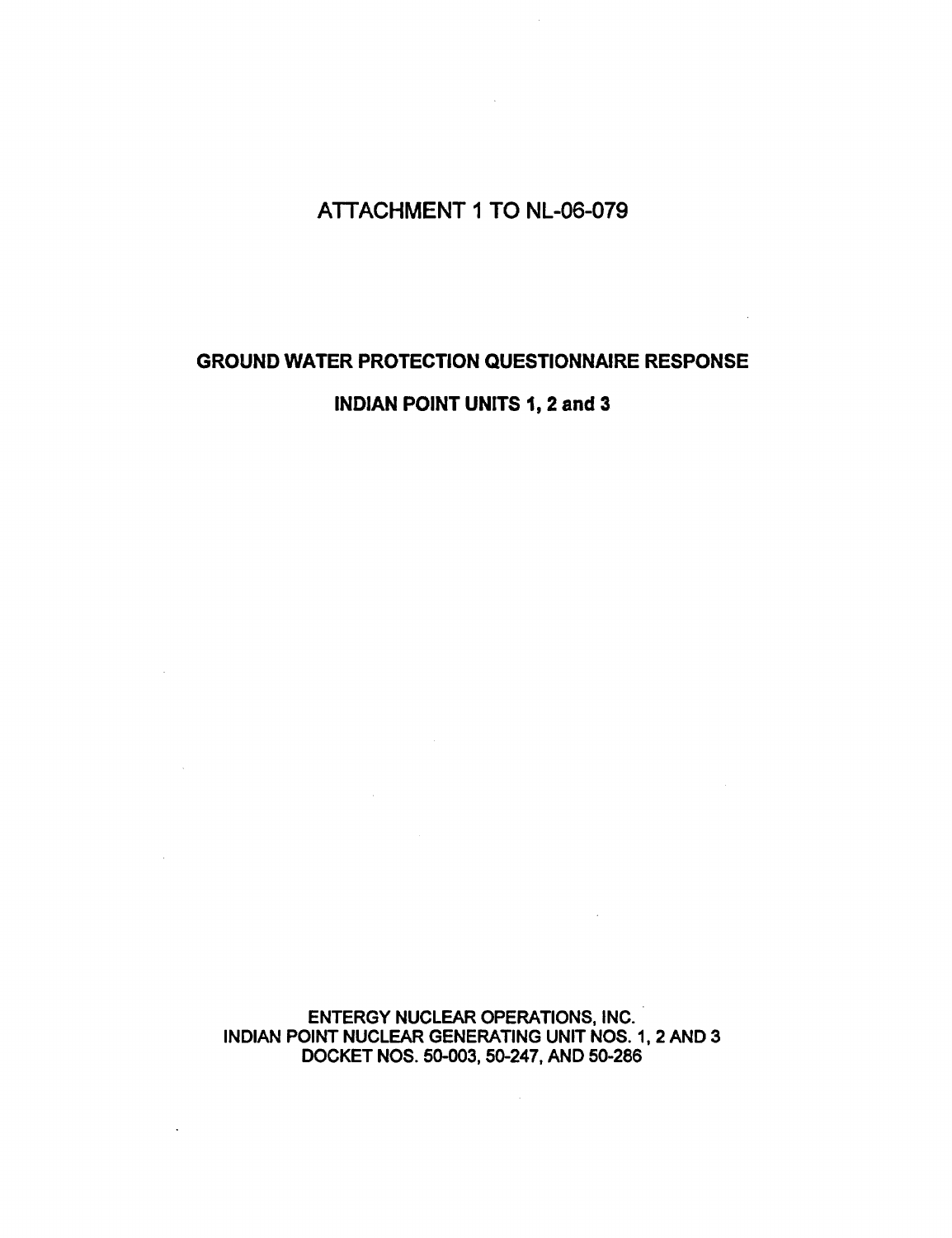# ATTACHMENT 1 TO NL-06-079

## GROUND WATER PROTECTION QUESTIONNAIRE RESPONSE

## INDIAN POINT UNITS 1, 2 and 3

ENTERGY NUCLEAR OPERATIONS, INC.
INDIAN POINT NUCLEAR GENERATING UNIT NOS. 1, 2 AND 3
DOCKET NOS. 50-003, 50-247, AND 50-286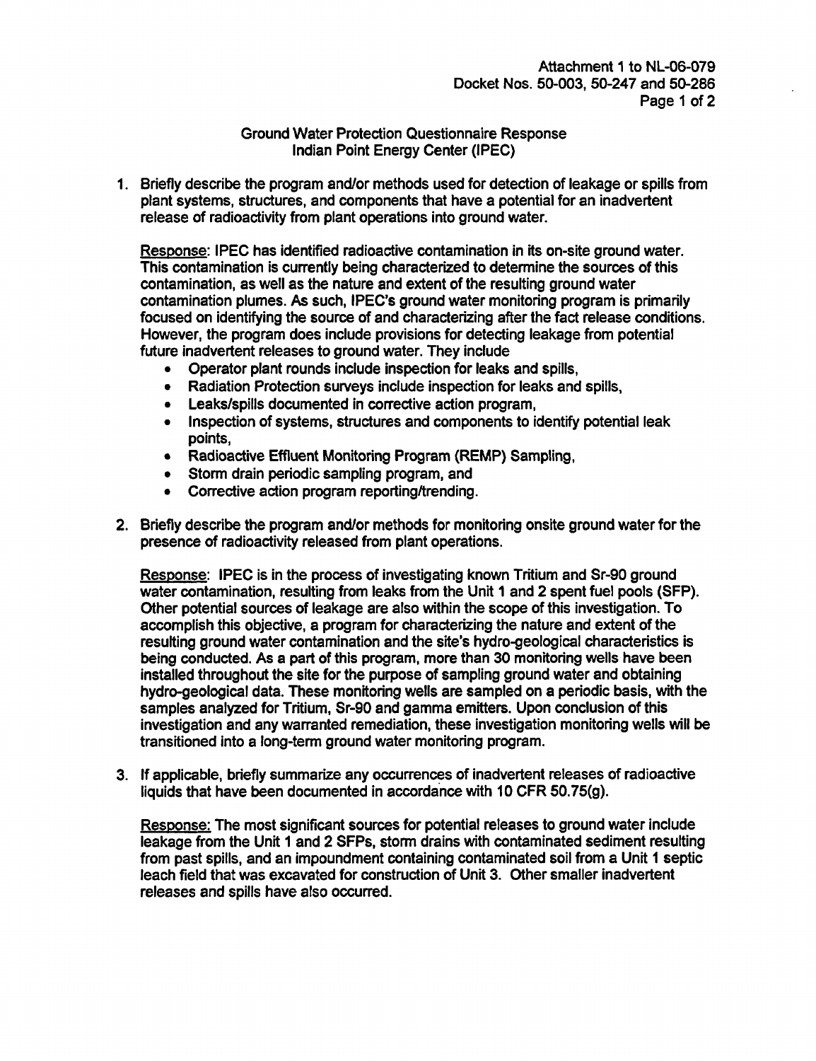Attachment 1 to NL-06-079
Docket Nos. 50-003, 50-247 and 50-286

Ground Water Protection Questionnaire Response
Indian Point Energy Center (IPEC)

1. Briefly describe the program and/or methods used for detection of leakage or spills from plant systems, structures, and components that have a potential for an inadvertent release of radioactivity from plant operations into ground water.

   Response: IPEC has identified radioactive contamination in its on-site ground water. This contamination is currently being characterized to determine the sources of this contamination, as well as the nature and extent of the resulting ground water contamination plumes. As such, IPEC's ground water monitoring program is primarily focused on identifying the source of and characterizing after the fact release conditions. However, the program does include provisions for detecting leakage from potential future inadvertent releases to ground water. They include
   - Operator plant rounds include inspection for leaks and spills,
   - Radiation Protection surveys include inspection for leaks and spills,
   - Leaks/spills documented in corrective action program,
   - Inspection of systems, structures and components to identify potential leak points,
   - Radioactive Effluent Monitoring Program (REMP) Sampling,
   - Storm drain periodic sampling program, and
   - Corrective action program reporting/trending.

2. Briefly describe the program and/or methods for monitoring onsite ground water for the presence of radioactivity released from plant operations.

   Response: IPEC is in the process of investigating known Tritium and Sr-90 ground water contamination, resulting from leaks from the Unit 1 and 2 spent fuel pools (SFP). Other potential sources of leakage are also within the scope of this investigation. To accomplish this objective, a program for characterizing the nature and extent of the resulting ground water contamination and the site's hydro-geological characteristics is being conducted. As a part of this program, more than 30 monitoring wells have been installed throughout the site for the purpose of sampling ground water and obtaining hydro-geological data. These monitoring wells are sampled on a periodic basis, with the samples analyzed for Tritium, Sr-90 and gamma emitters. Upon conclusion of this investigation and any warranted remediation, these investigation monitoring wells will be transitioned into a long-term ground water monitoring program.

3. If applicable, briefly summarize any occurrences of inadvertent releases of radioactive liquids that have been documented in accordance with 10 CFR 50.75(g).

   Response: The most significant sources for potential releases to ground water include leakage from the Unit 1 and 2 SFPs, storm drains with contaminated sediment resulting from past spills, and an impoundment containing contaminated soil from a Unit 1 septic leach field that was excavated for construction of Unit 3. Other smaller inadvertent releases and spills have also occurred.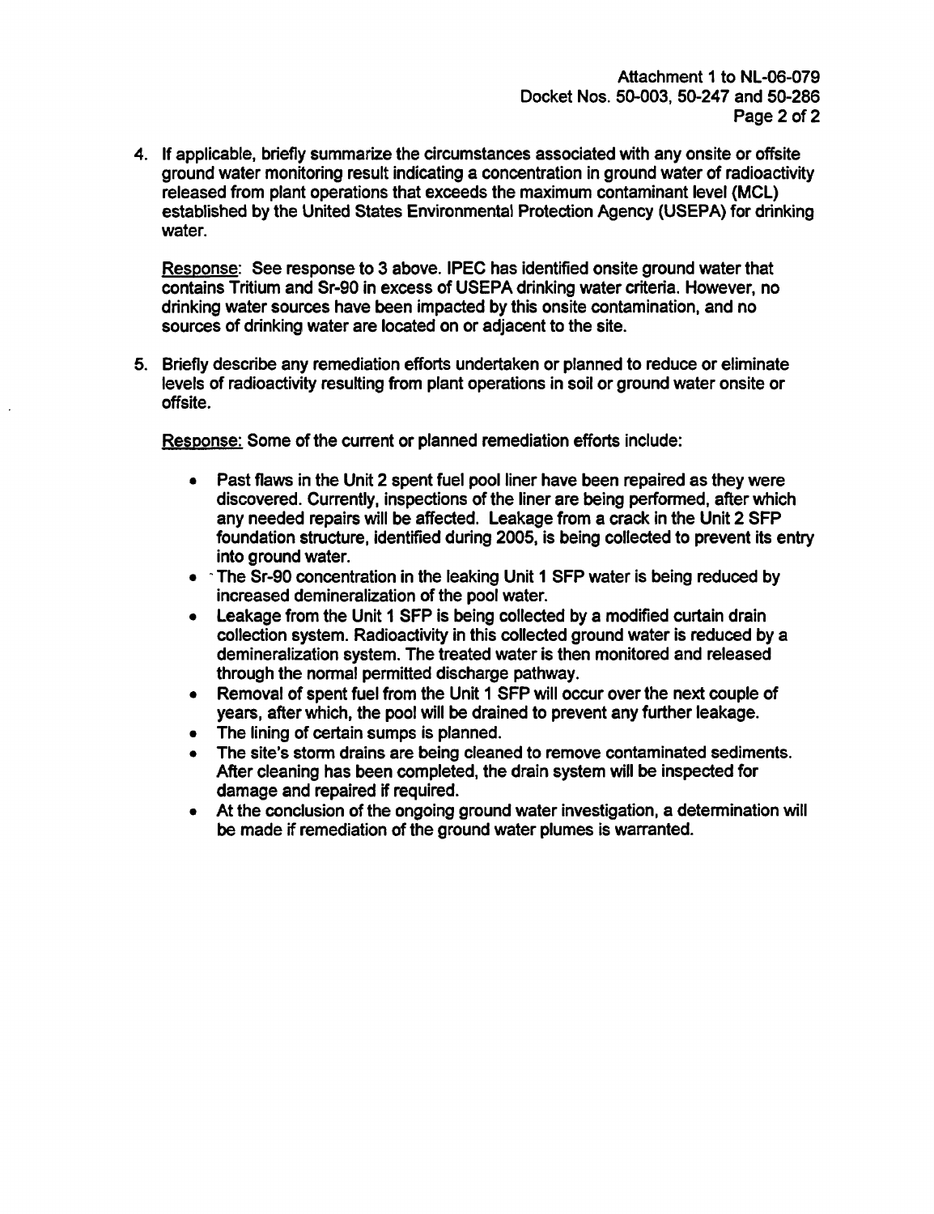4. If applicable, briefly summarize the circumstances associated with any onsite or offsite ground water monitoring result indicating a concentration in ground water of radioactivity released from plant operations that exceeds the maximum contaminant level (MCL) established by the United States Environmental Protection Agency (USEPA) for drinking water.

   Response: See response to 3 above. IPEC has identified onsite ground water that contains Tritium and Sr-90 in excess of USEPA drinking water criteria. However, no drinking water sources have been impacted by this onsite contamination, and no sources of drinking water are located on or adjacent to the site.

5. Briefly describe any remediation efforts undertaken or planned to reduce or eliminate levels of radioactivity resulting from plant operations in soil or ground water onsite or offsite.

   Response: Some of the current or planned remediation efforts include:

   - Past flaws in the Unit 2 spent fuel pool liner have been repaired as they were discovered. Currently, inspections of the liner are being performed, after which any needed repairs will be affected. Leakage from a crack in the Unit 2 SFP foundation structure, identified during 2005, is being collected to prevent its entry into ground water.
   - The Sr-90 concentration in the leaking Unit 1 SFP water is being reduced by increased demineralization of the pool water.
   - Leakage from the Unit 1 SFP is being collected by a modified curtain drain collection system. Radioactivity in this collected ground water is reduced by a demineralization system. The treated water is then monitored and released through the normal permitted discharge pathway.
   - Removal of spent fuel from the Unit 1 SFP will occur over the next couple of years, after which, the pool will be drained to prevent any further leakage.
   - The lining of certain sumps is planned.
   - The site's storm drains are being cleaned to remove contaminated sediments. After cleaning has been completed, the drain system will be inspected for damage and repaired if required.
   - At the conclusion of the ongoing ground water investigation, a determination will be made if remediation of the ground water plumes is warranted.